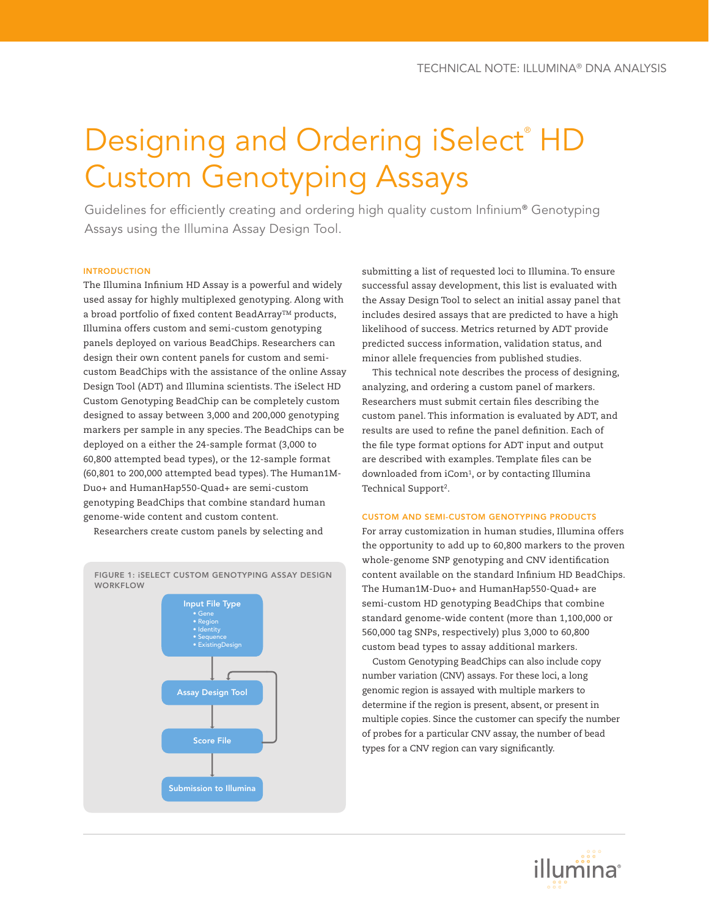TECHNICAL NOTE: ILLUMINA® DNA ANALYSIS

# Designing and Ordering iSelect® HD Custom Genotyping Assays

Guidelines for efficiently creating and ordering high quality custom Infinium® Genotyping Assays using the Illumina Assay Design Tool.

## INTRODUCTION

The Illumina Infinium HD Assay is a powerful and widely used assay for highly multiplexed genotyping. Along with a broad portfolio of fixed content BeadArray™ products, Illumina offers custom and semi-custom genotyping panels deployed on various BeadChips. Researchers can design their own content panels for custom and semi-custom BeadChips with the assistance of the online Assay Design Tool (ADT) and Illumina scientists. The iSelect HD Custom Genotyping BeadChip can be completely custom designed to assay between 3,000 and 200,000 genotyping markers per sample in any species. The BeadChips can be deployed on a either the 24-sample format (3,000 to 60,800 attempted bead types), or the 12-sample format (60,801 to 200,000 attempted bead types). The Human1M-Duo+ and HumanHap550-Quad+ are semi-custom genotyping BeadChips that combine standard human genome-wide content and custom content.

Researchers create custom panels by selecting and submitting a list of requested loci to Illumina. To ensure successful assay development, this list is evaluated with the Assay Design Tool to select an initial assay panel that includes desired assays that are predicted to have a high likelihood of success. Metrics returned by ADT provide predicted success information, validation status, and minor allele frequencies from published studies.

This technical note describes the process of designing, analyzing, and ordering a custom panel of markers. Researchers must submit certain files describing the custom panel. This information is evaluated by ADT, and results are used to refine the panel definition. Each of the file type format options for ADT input and output are described with examples. Template files can be downloaded from iCom[1], or by contacting Illumina Technical Support[2].

**FIGURE 1: iSELECT CUSTOM GENOTYPING ASSAY DESIGN WORKFLOW**

- Input File Type
  - Gene
  - Region
  - Identity
  - Sequence
  - ExistingDesign
- Assay Design Tool
- Score File
- Submission to Illumina

## CUSTOM AND SEMI-CUSTOM GENOTYPING PRODUCTS

For array customization in human studies, Illumina offers the opportunity to add up to 60,800 markers to the proven whole-genome SNP genotyping and CNV identification content available on the standard Infinium HD BeadChips. The Human1M-Duo+ and HumanHap550-Quad+ are semi-custom HD genotyping BeadChips that combine standard genome-wide content (more than 1,100,000 or 560,000 tag SNPs, respectively) plus 3,000 to 60,800 custom bead types to assay additional markers.

Custom Genotyping BeadChips can also include copy number variation (CNV) assays. For these loci, a long genomic region is assayed with multiple markers to determine if the region is present, absent, or present in multiple copies. Since the customer can specify the number of probes for a particular CNV assay, the number of bead types for a CNV region can vary significantly.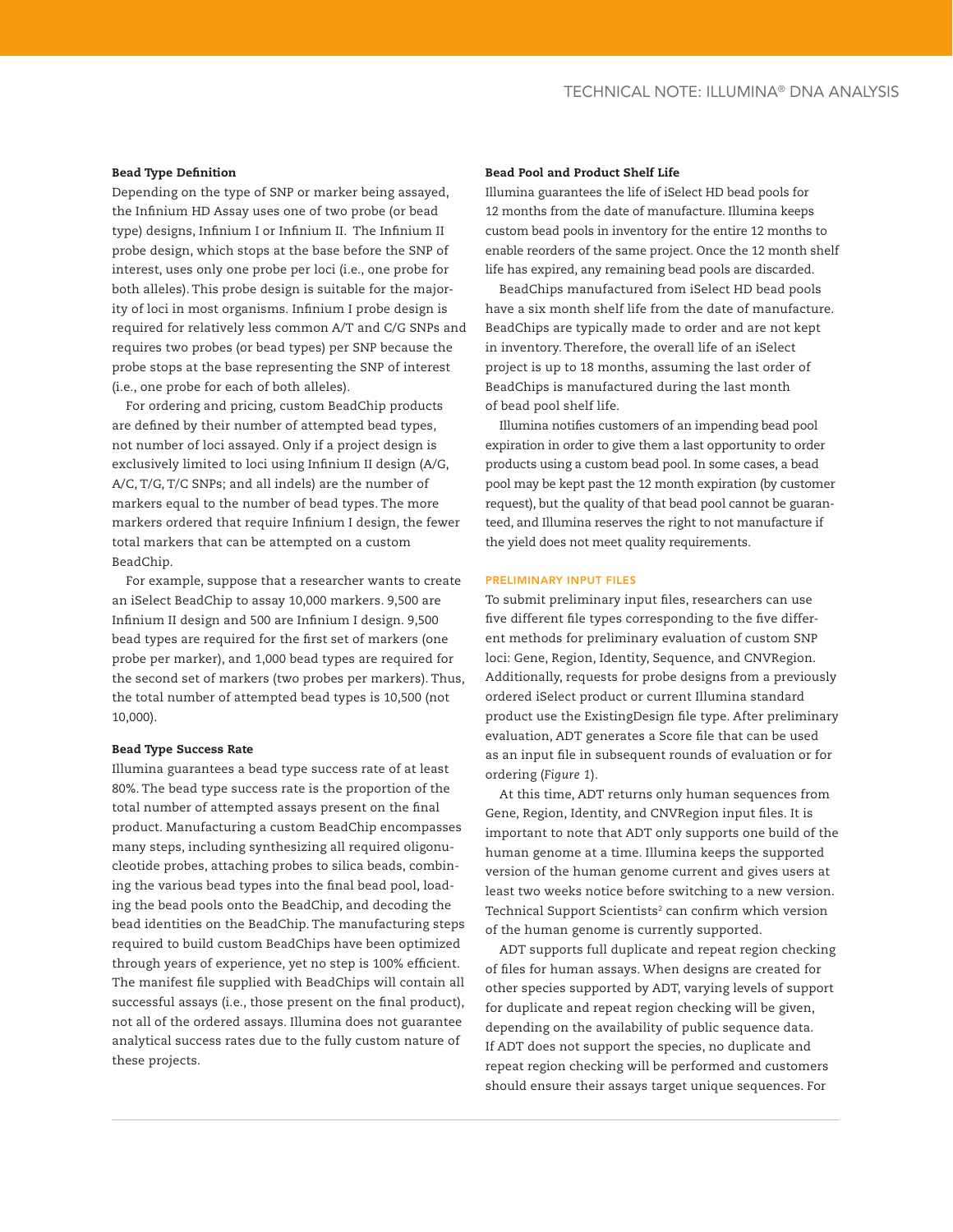### Bead Type Definition

Depending on the type of SNP or marker being assayed, the Infinium HD Assay uses one of two probe (or bead type) designs, Infinium I or Infinium II. The Infinium II probe design, which stops at the base before the SNP of interest, uses only one probe per loci (i.e., one probe for both alleles). This probe design is suitable for the majority of loci in most organisms. Infinium I probe design is required for relatively less common A/T and C/G SNPs and requires two probes (or bead types) per SNP because the probe stops at the base representing the SNP of interest (i.e., one probe for each of both alleles).

For ordering and pricing, custom BeadChip products are defined by their number of attempted bead types, not number of loci assayed. Only if a project design is exclusively limited to loci using Infinium II design (A/G, A/C, T/G, T/C SNPs; and all indels) are the number of markers equal to the number of bead types. The more markers ordered that require Infinium I design, the fewer total markers that can be attempted on a custom BeadChip.

For example, suppose that a researcher wants to create an iSelect BeadChip to assay 10,000 markers. 9,500 are Infinium II design and 500 are Infinium I design. 9,500 bead types are required for the first set of markers (one probe per marker), and 1,000 bead types are required for the second set of markers (two probes per markers). Thus, the total number of attempted bead types is 10,500 (not 10,000).

### Bead Type Success Rate

Illumina guarantees a bead type success rate of at least 80%. The bead type success rate is the proportion of the total number of attempted assays present on the final product. Manufacturing a custom BeadChip encompasses many steps, including synthesizing all required oligonucleotide probes, attaching probes to silica beads, combining the various bead types into the final bead pool, loading the bead pools onto the BeadChip, and decoding the bead identities on the BeadChip. The manufacturing steps required to build custom BeadChips have been optimized through years of experience, yet no step is 100% efficient. The manifest file supplied with BeadChips will contain all successful assays (i.e., those present on the final product), not all of the ordered assays. Illumina does not guarantee analytical success rates due to the fully custom nature of these projects.

### Bead Pool and Product Shelf Life

Illumina guarantees the life of iSelect HD bead pools for 12 months from the date of manufacture. Illumina keeps custom bead pools in inventory for the entire 12 months to enable reorders of the same project. Once the 12 month shelf life has expired, any remaining bead pools are discarded.

BeadChips manufactured from iSelect HD bead pools have a six month shelf life from the date of manufacture. BeadChips are typically made to order and are not kept in inventory. Therefore, the overall life of an iSelect project is up to 18 months, assuming the last order of BeadChips is manufactured during the last month of bead pool shelf life.

Illumina notifies customers of an impending bead pool expiration in order to give them a last opportunity to order products using a custom bead pool. In some cases, a bead pool may be kept past the 12 month expiration (by customer request), but the quality of that bead pool cannot be guaranteed, and Illumina reserves the right to not manufacture if the yield does not meet quality requirements.

## PRELIMINARY INPUT FILES

To submit preliminary input files, researchers can use five different file types corresponding to the five different methods for preliminary evaluation of custom SNP loci: Gene, Region, Identity, Sequence, and CNVRegion. Additionally, requests for probe designs from a previously ordered iSelect product or current Illumina standard product use the ExistingDesign file type. After preliminary evaluation, ADT generates a Score file that can be used as an input file in subsequent rounds of evaluation or for ordering (*Figure 1*).

At this time, ADT returns only human sequences from Gene, Region, Identity, and CNVRegion input files. It is important to note that ADT only supports one build of the human genome at a time. Illumina keeps the supported version of the human genome current and gives users at least two weeks notice before switching to a new version. Technical Support Scientists[2] can confirm which version of the human genome is currently supported.

ADT supports full duplicate and repeat region checking of files for human assays. When designs are created for other species supported by ADT, varying levels of support for duplicate and repeat region checking will be given, depending on the availability of public sequence data. If ADT does not support the species, no duplicate and repeat region checking will be performed and customers should ensure their assays target unique sequences. For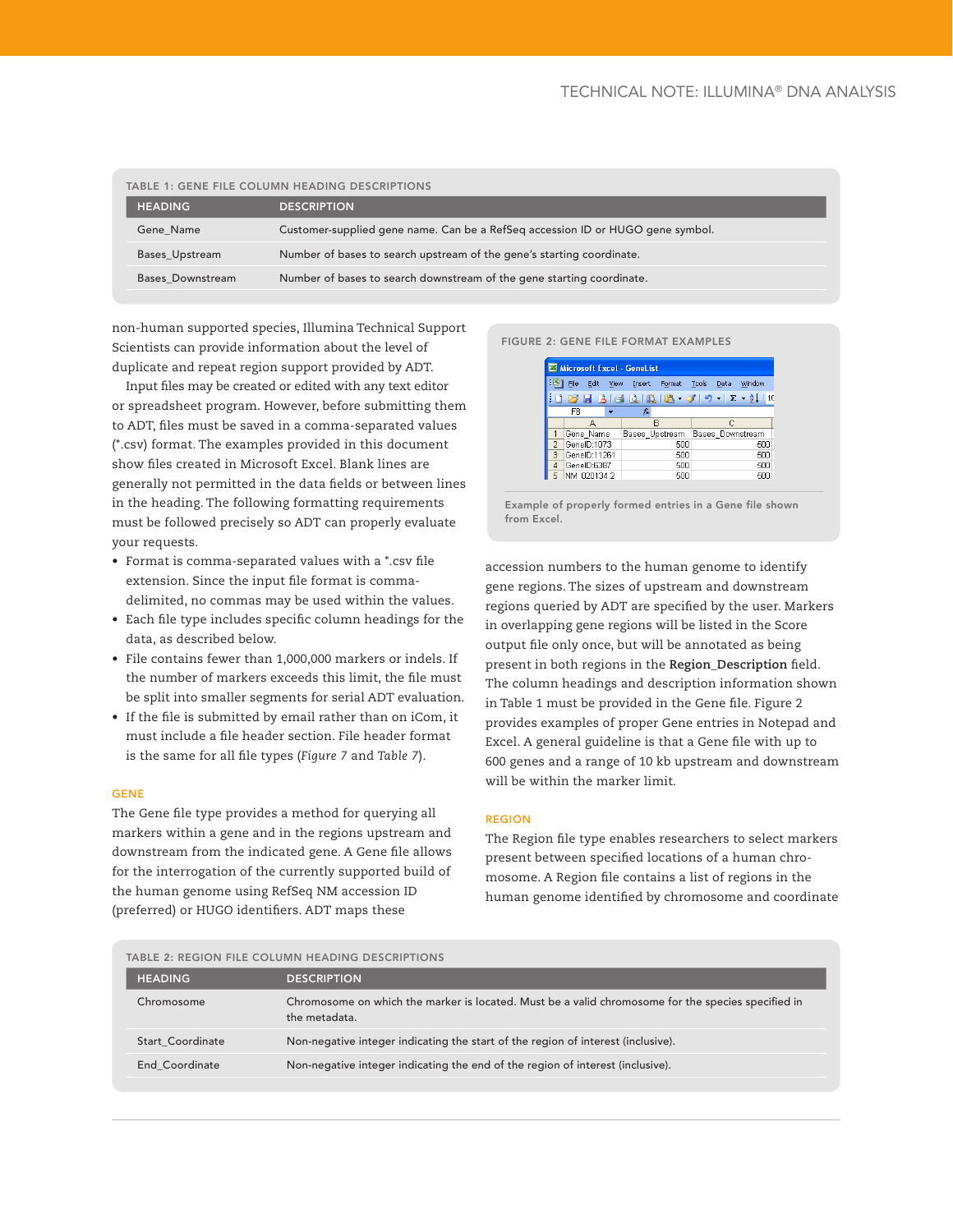TABLE 1: GENE FILE COLUMN HEADING DESCRIPTIONS

| HEADING | DESCRIPTION |
|---|---|
| Gene_Name | Customer-supplied gene name. Can be a RefSeq accession ID or HUGO gene symbol. |
| Bases_Upstream | Number of bases to search upstream of the gene's starting coordinate. |
| Bases_Downstream | Number of bases to search downstream of the gene starting coordinate. |

non-human supported species, Illumina Technical Support Scientists can provide information about the level of duplicate and repeat region support provided by ADT.

Input files may be created or edited with any text editor or spreadsheet program. However, before submitting them to ADT, files must be saved in a comma-separated values (*.csv) format. The examples provided in this document show files created in Microsoft Excel. Blank lines are generally not permitted in the data fields or between lines in the heading. The following formatting requirements must be followed precisely so ADT can properly evaluate your requests.

- Format is comma-separated values with a *.csv file extension. Since the input file format is comma-delimited, no commas may be used within the values.
- Each file type includes specific column headings for the data, as described below.
- File contains fewer than 1,000,000 markers or indels. If the number of markers exceeds this limit, the file must be split into smaller segments for serial ADT evaluation.
- If the file is submitted by email rather than on iCom, it must include a file header section. File header format is the same for all file types (*Figure 7* and *Table 7*).

## GENE

The Gene file type provides a method for querying all markers within a gene and in the regions upstream and downstream from the indicated gene. A Gene file allows for the interrogation of the currently supported build of the human genome using RefSeq NM accession ID (preferred) or HUGO identifiers. ADT maps these accession numbers to the human genome to identify gene regions. The sizes of upstream and downstream regions queried by ADT are specified by the user. Markers in overlapping gene regions will be listed in the Score output file only once, but will be annotated as being present in both regions in the **Region_Description** field. The column headings and description information shown in Table 1 must be provided in the Gene file. Figure 2 provides examples of proper Gene entries in Notepad and Excel. A general guideline is that a Gene file with up to 600 genes and a range of 10 kb upstream and downstream will be within the marker limit.

FIGURE 2: GENE FILE FORMAT EXAMPLES

| | A | B | C |
|---|---|---|---|
| 1 | Gene_Name | Bases_Upstream | Bases_Downstream |
| 2 | GeneID:1073 | 500 | 500 |
| 3 | GeneID:11261 | 500 | 500 |
| 4 | GeneID:6387 | 500 | 500 |
| 5 | NM_020134.2 | 500 | 500 |

Example of properly formed entries in a Gene file shown from Excel.

## REGION

The Region file type enables researchers to select markers present between specified locations of a human chromosome. A Region file contains a list of regions in the human genome identified by chromosome and coordinate

TABLE 2: REGION FILE COLUMN HEADING DESCRIPTIONS

| HEADING | DESCRIPTION |
|---|---|
| Chromosome | Chromosome on which the marker is located. Must be a valid chromosome for the species specified in the metadata. |
| Start_Coordinate | Non-negative integer indicating the start of the region of interest (inclusive). |
| End_Coordinate | Non-negative integer indicating the end of the region of interest (inclusive). |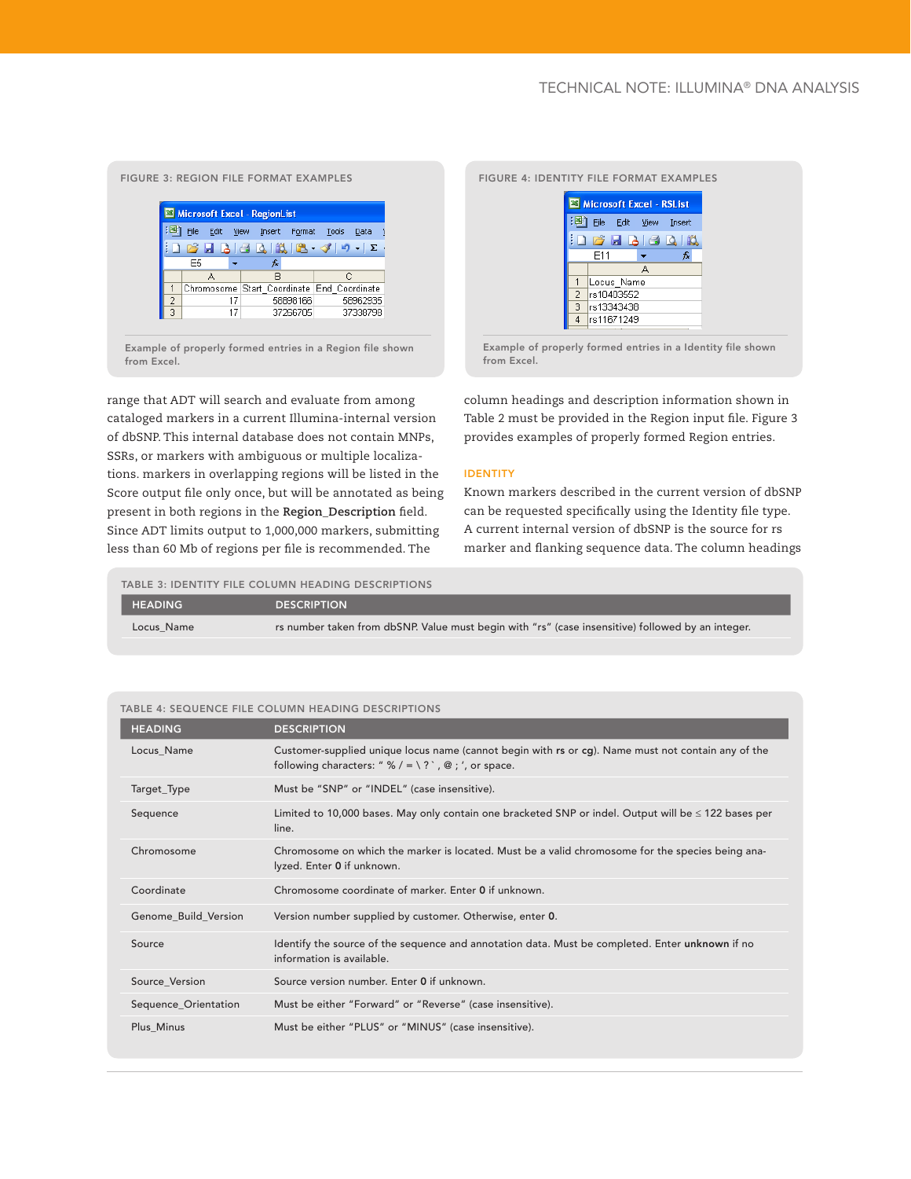FIGURE 3: REGION FILE FORMAT EXAMPLES

| | A | B | C |
|---|---|---|---|
| 1 | Chromosome | Start_Coordinate | End_Coordinate |
| 2 | 17 | 56898166 | 56962935 |
| 3 | 17 | 37256705 | 37330798 |

Example of properly formed entries in a Region file shown from Excel.

FIGURE 4: IDENTITY FILE FORMAT EXAMPLES

| | A |
|---|---|
| 1 | Locus_Name |
| 2 | rs10403552 |
| 3 | rs13343438 |
| 4 | rs11671249 |

Example of properly formed entries in a Identity file shown from Excel.

range that ADT will search and evaluate from among cataloged markers in a current Illumina-internal version of dbSNP. This internal database does not contain MNPs, SSRs, or markers with ambiguous or multiple localizations. markers in overlapping regions will be listed in the Score output file only once, but will be annotated as being present in both regions in the **Region_Description** field. Since ADT limits output to 1,000,000 markers, submitting less than 60 Mb of regions per file is recommended. The column headings and description information shown in Table 2 must be provided in the Region input file. Figure 3 provides examples of properly formed Region entries.

### IDENTITY

Known markers described in the current version of dbSNP can be requested specifically using the Identity file type. A current internal version of dbSNP is the source for rs marker and flanking sequence data. The column headings

TABLE 3: IDENTITY FILE COLUMN HEADING DESCRIPTIONS

| HEADING | DESCRIPTION |
|---|---|
| Locus_Name | rs number taken from dbSNP. Value must begin with "rs" (case insensitive) followed by an integer. |

TABLE 4: SEQUENCE FILE COLUMN HEADING DESCRIPTIONS

| HEADING | DESCRIPTION |
|---|---|
| Locus_Name | Customer-supplied unique locus name (cannot begin with **rs** or **cg**). Name must not contain any of the following characters: " % / = \ ? ` , @ ; ', or space. |
| Target_Type | Must be "SNP" or "INDEL" (case insensitive). |
| Sequence | Limited to 10,000 bases. May only contain one bracketed SNP or indel. Output will be ≤ 122 bases per line. |
| Chromosome | Chromosome on which the marker is located. Must be a valid chromosome for the species being analyzed. Enter **0** if unknown. |
| Coordinate | Chromosome coordinate of marker. Enter **0** if unknown. |
| Genome_Build_Version | Version number supplied by customer. Otherwise, enter **0**. |
| Source | Identify the source of the sequence and annotation data. Must be completed. Enter **unknown** if no information is available. |
| Source_Version | Source version number. Enter **0** if unknown. |
| Sequence_Orientation | Must be either "Forward" or "Reverse" (case insensitive). |
| Plus_Minus | Must be either "PLUS" or "MINUS" (case insensitive). |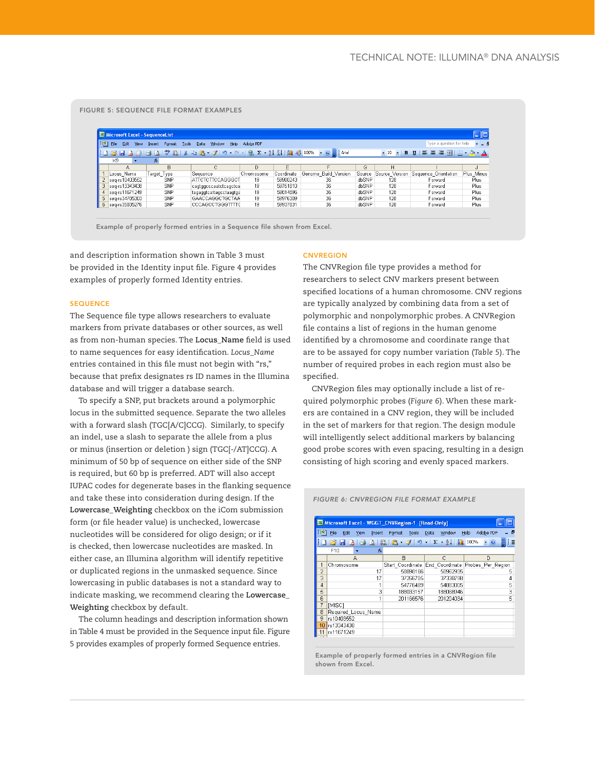FIGURE 5: SEQUENCE FILE FORMAT EXAMPLES

| | A | B | C | D | E | F | G | H | I | J |
|---|---|---|---|---|---|---|---|---|---|---|
| 1 | Locus_Name | Target_Type | Sequence | Chromosome | Coordinate | Genome_Build_Version | Source | Source_Version | Sequence_Orientation | Plus_Minus |
| 2 | seq-rs10403552 | SNP | ATTCTCTTCCAGGGCT | 19 | 59800243 | 36 | dbSNP | 128 | Forward | Plus |
| 3 | seq-rs13343438 | SNP | cagtggcccaatctcagctca | 19 | 59761810 | 36 | dbSNP | 128 | Forward | Plus |
| 4 | seq-rs11671249 | SNP | tagaggtcattagcctaagtga | 19 | 59814896 | 36 | dbSNP | 128 | Forward | Plus |
| 5 | seq-rs34785303 | SNP | GAACCAGGCTGCTAA | 19 | 59976309 | 36 | dbSNP | 128 | Forward | Plus |
| 6 | seq-rs35835276 | SNP | CCCAGCCTGGGTTTTC | 19 | 59937831 | 36 | dbSNP | 128 | Forward | Plus |

Example of properly formed entries in a Sequence file shown from Excel.

and description information shown in Table 3 must be provided in the Identity input file. Figure 4 provides examples of properly formed Identity entries.

### SEQUENCE

The Sequence file type allows researchers to evaluate markers from private databases or other sources, as well as from non-human species. The **Locus_Name** field is used to name sequences for easy identification. *Locus_Name* entries contained in this file must not begin with "rs," because that prefix designates rs ID names in the Illumina database and will trigger a database search.

To specify a SNP, put brackets around a polymorphic locus in the submitted sequence. Separate the two alleles with a forward slash (TGC[A/C]CGG). Similarly, to specify an indel, use a slash to separate the allele from a plus or minus (insertion or deletion ) sign (TGC[-/AT]CGG). A minimum of 50 bp of sequence on either side of the SNP is required, but 60 bp is preferred. ADT will also accept IUPAC codes for degenerate bases in the flanking sequence and take these into consideration during design. If the **Lowercase_Weighting** checkbox on the iCom submission form (or file header value) is unchecked, lowercase nucleotides will be considered for oligo design; or if it is checked, then lowercase nucleotides are masked. In either case, an Illumina algorithm will identify repetitive or duplicated regions in the unmasked sequence. Since lowercasing in public databases is not a standard way to indicate masking, we recommend clearing the **Lowercase_Weighting** checkbox by default.

The column headings and description information shown in Table 4 must be provided in the Sequence input file. Figure 5 provides examples of properly formed Sequence entries.

### CNVREGION

The CNVRegion file type provides a method for researchers to select CNV markers present between specified locations of a human chromosome. CNV regions are typically analyzed by combining data from a set of polymorphic and nonpolymorphic probes. A CNVRegion file contains a list of regions in the human genome identified by a chromosome and coordinate range that are to be assayed for copy number variation (*Table* 5). The number of required probes in each region must also be specified.

CNVRegion files may optionally include a list of required polymorphic probes (*Figure* 6). When these markers are contained in a CNV region, they will be included in the set of markers for that region. The design module will intelligently select additional markers by balancing good probe scores with even spacing, resulting in a design consisting of high scoring and evenly spaced markers.

*FIGURE 6: CNVREGION FILE FORMAT EXAMPLE*

| | A | B | C | D |
|---|---|---|---|---|
| 1 | Chromosome | Start_Coordinate | End_Coordinate | Probes_Per_Region |
| 2 | 17 | 58898166 | 58962935 | 5 |
| 3 | 17 | 37266705 | 37338798 | 4 |
| 4 | 1 | 54776489 | 54883005 | 5 |
| 5 | 3 | 188033157 | 188068946 | 3 |
| 6 | 1 | 201166576 | 201204034 | 5 |
| 7 | [MISC] | | | |
| 8 | Required_Locus_Name | | | |
| 9 | rs10403552 | | | |
| 10 | rs13343438 | | | |
| 11 | rs11671249 | | | |

Example of properly formed entries in a CNVRegion file shown from Excel.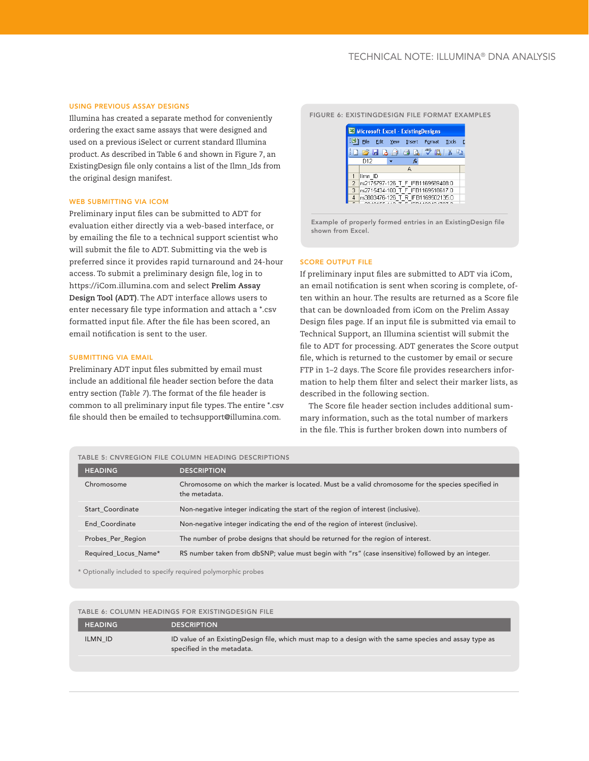### USING PREVIOUS ASSAY DESIGNS

Illumina has created a separate method for conveniently ordering the exact same assays that were designed and used on a previous iSelect or current standard Illumina product. As described in Table 6 and shown in Figure 7, an ExistingDesign file only contains a list of the Ilmn_Ids from the original design manifest.

### WEB SUBMITTING VIA ICOM

Preliminary input files can be submitted to ADT for evaluation either directly via a web-based interface, or by emailing the file to a technical support scientist who will submit the file to ADT. Submitting via the web is preferred since it provides rapid turnaround and 24-hour access. To submit a preliminary design file, log in to https://iCom.illumina.com and select **Prelim Assay Design Tool (ADT)**. The ADT interface allows users to enter necessary file type information and attach a *.csv formatted input file. After the file has been scored, an email notification is sent to the user.

### SUBMITTING VIA EMAIL

Preliminary ADT input files submitted by email must include an additional file header section before the data entry section (*Table 7*). The format of the file header is common to all preliminary input file types. The entire *.csv file should then be emailed to techsupport@illumina.com.

**FIGURE 6: EXISTINGDESIGN FILE FORMAT EXAMPLES**

| | A |
|---|---|
| 1 | Ilmn_ID |
| 2 | rs2175797-126_T_F_IFB1169589408:0 |
| 3 | rs2715434-100_T_F_IFB1169518617:0 |
| 4 | rs3803476-126_T_R_IFB1169502135:0 |

Example of properly formed entries in an ExistingDesign file shown from Excel.

### SCORE OUTPUT FILE

If preliminary input files are submitted to ADT via iCom, an email notification is sent when scoring is complete, often within an hour. The results are returned as a Score file that can be downloaded from iCom on the Prelim Assay Design files page. If an input file is submitted via email to Technical Support, an Illumina scientist will submit the file to ADT for processing. ADT generates the Score output file, which is returned to the customer by email or secure FTP in 1–2 days. The Score file provides researchers information to help them filter and select their marker lists, as described in the following section.

The Score file header section includes additional summary information, such as the total number of markers in the file. This is further broken down into numbers of

**TABLE 5: CNVREGION FILE COLUMN HEADING DESCRIPTIONS**

| HEADING | DESCRIPTION |
|---|---|
| Chromosome | Chromosome on which the marker is located. Must be a valid chromosome for the species specified in the metadata. |
| Start_Coordinate | Non-negative integer indicating the start of the region of interest (inclusive). |
| End_Coordinate | Non-negative integer indicating the end of the region of interest (inclusive). |
| Probes_Per_Region | The number of probe designs that should be returned for the region of interest. |
| Required_Locus_Name* | RS number taken from dbSNP; value must begin with "rs" (case insensitive) followed by an integer. |

* Optionally included to specify required polymorphic probes

**TABLE 6: COLUMN HEADINGS FOR EXISTINGDESIGN FILE**

| HEADING | DESCRIPTION |
|---|---|
| ILMN_ID | ID value of an ExistingDesign file, which must map to a design with the same species and assay type as specified in the metadata. |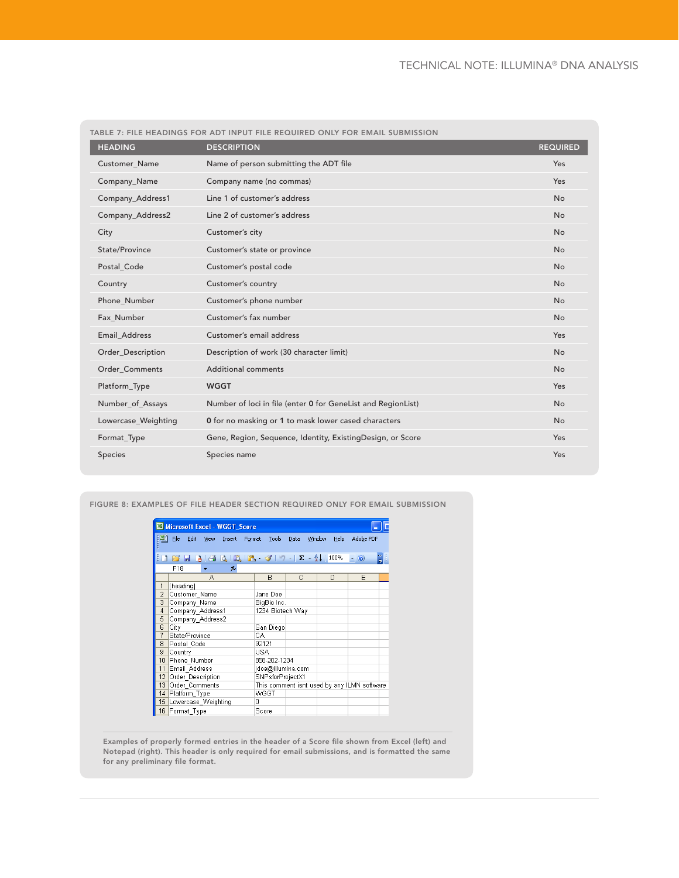**TABLE 7: FILE HEADINGS FOR ADT INPUT FILE REQUIRED ONLY FOR EMAIL SUBMISSION**

| HEADING | DESCRIPTION | REQUIRED |
|---|---|---|
| Customer_Name | Name of person submitting the ADT file | Yes |
| Company_Name | Company name (no commas) | Yes |
| Company_Address1 | Line 1 of customer's address | No |
| Company_Address2 | Line 2 of customer's address | No |
| City | Customer's city | No |
| State/Province | Customer's state or province | No |
| Postal_Code | Customer's postal code | No |
| Country | Customer's country | No |
| Phone_Number | Customer's phone number | No |
| Fax_Number | Customer's fax number | No |
| Email_Address | Customer's email address | Yes |
| Order_Description | Description of work (30 character limit) | No |
| Order_Comments | Additional comments | No |
| Platform_Type | **WGGT** | Yes |
| Number_of_Assays | Number of loci in file (enter **0** for GeneList and RegionList) | No |
| Lowercase_Weighting | **0** for no masking or **1** to mask lower cased characters | No |
| Format_Type | Gene, Region, Sequence, Identity, ExistingDesign, or Score | Yes |
| Species | Species name | Yes |

**FIGURE 8: EXAMPLES OF FILE HEADER SECTION REQUIRED ONLY FOR EMAIL SUBMISSION**

Microsoft Excel - WGGT_Score

| | A | B | C | D | E |
|---|---|---|---|---|---|
| 1 | [heading] | | | | |
| 2 | Customer_Name | Jane Doe | | | |
| 3 | Company_Name | BigBio Inc. | | | |
| 4 | Company_Address1 | 1234 Biotech Way | | | |
| 5 | Company_Address2 | | | | |
| 6 | City | San Diego | | | |
| 7 | State/Province | CA | | | |
| 8 | Postal_Code | 92121 | | | |
| 9 | Country | USA | | | |
| 10 | Phone_Number | 858-202-1234 | | | |
| 11 | Email_Address | jdoe@illumina.com | | | |
| 12 | Order_Description | SNPsforProjectX1 | | | |
| 13 | Order_Comments | This comment isnt used by any ILMN software | | | |
| 14 | Platform_Type | WGGT | | | |
| 15 | Lowercase_Weighting | 0 | | | |
| 16 | Format_Type | Score | | | |

Examples of properly formed entries in the header of a Score file shown from Excel (left) and Notepad (right). This header is only required for email submissions, and is formatted the same for any preliminary file format.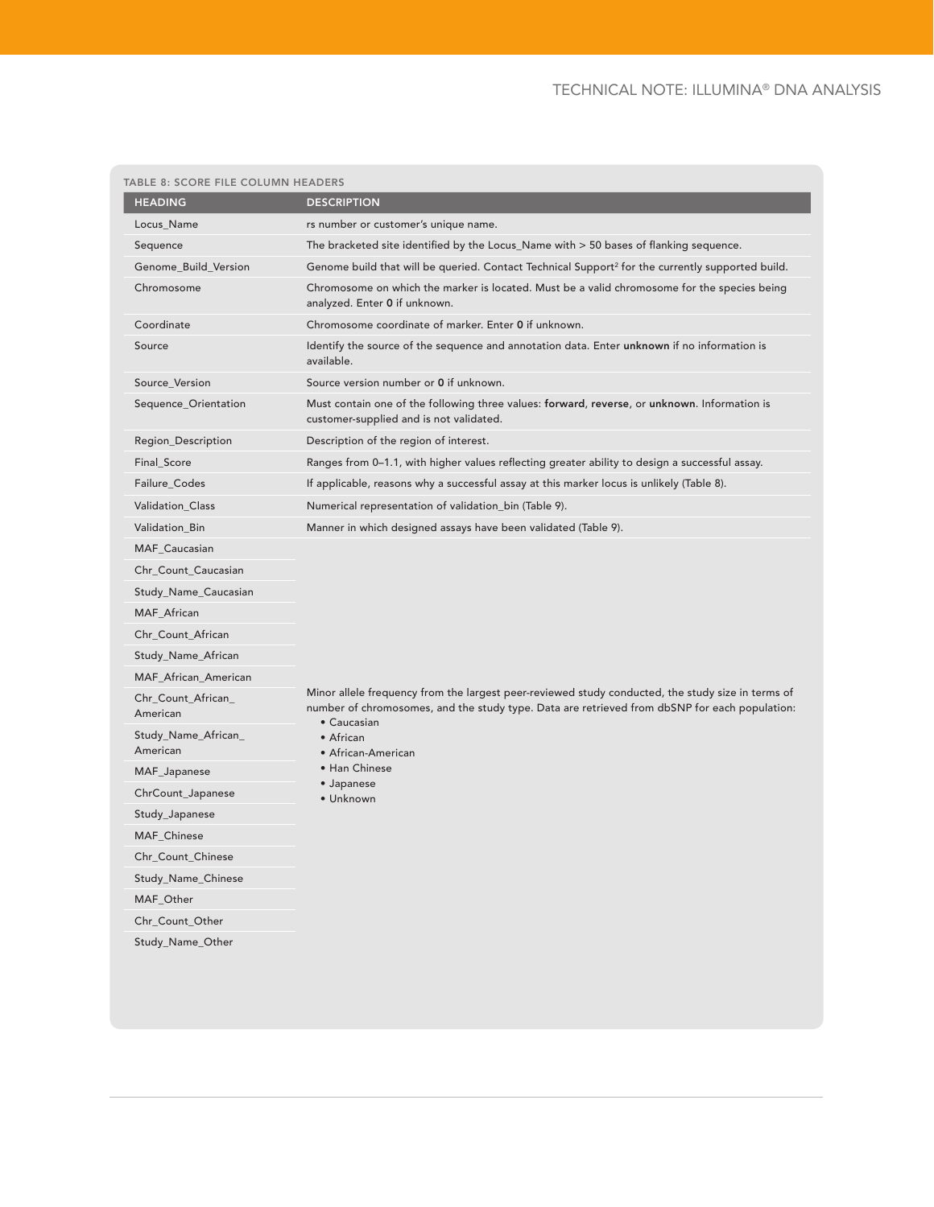TABLE 8: SCORE FILE COLUMN HEADERS

| HEADING | DESCRIPTION |
|---|---|
| Locus_Name | rs number or customer's unique name. |
| Sequence | The bracketed site identified by the Locus_Name with > 50 bases of flanking sequence. |
| Genome_Build_Version | Genome build that will be queried. Contact Technical Support[2] for the currently supported build. |
| Chromosome | Chromosome on which the marker is located. Must be a valid chromosome for the species being analyzed. Enter **0** if unknown. |
| Coordinate | Chromosome coordinate of marker. Enter **0** if unknown. |
| Source | Identify the source of the sequence and annotation data. Enter **unknown** if no information is available. |
| Source_Version | Source version number or **0** if unknown. |
| Sequence_Orientation | Must contain one of the following three values: **forward**, **reverse**, or **unknown**. Information is customer-supplied and is not validated. |
| Region_Description | Description of the region of interest. |
| Final_Score | Ranges from 0–1.1, with higher values reflecting greater ability to design a successful assay. |
| Failure_Codes | If applicable, reasons why a successful assay at this marker locus is unlikely (Table 8). |
| Validation_Class | Numerical representation of validation_bin (Table 9). |
| Validation_Bin | Manner in which designed assays have been validated (Table 9). |
| MAF_Caucasian<br>Chr_Count_Caucasian<br>Study_Name_Caucasian<br>MAF_African<br>Chr_Count_African<br>Study_Name_African<br>MAF_African_American<br>Chr_Count_African_American<br>Study_Name_African_American<br>MAF_Japanese<br>ChrCount_Japanese<br>Study_Japanese<br>MAF_Chinese<br>Chr_Count_Chinese<br>Study_Name_Chinese<br>MAF_Other<br>Chr_Count_Other<br>Study_Name_Other | Minor allele frequency from the largest peer-reviewed study conducted, the study size in terms of number of chromosomes, and the study type. Data are retrieved from dbSNP for each population:<br>• Caucasian<br>• African<br>• African-American<br>• Han Chinese<br>• Japanese<br>• Unknown |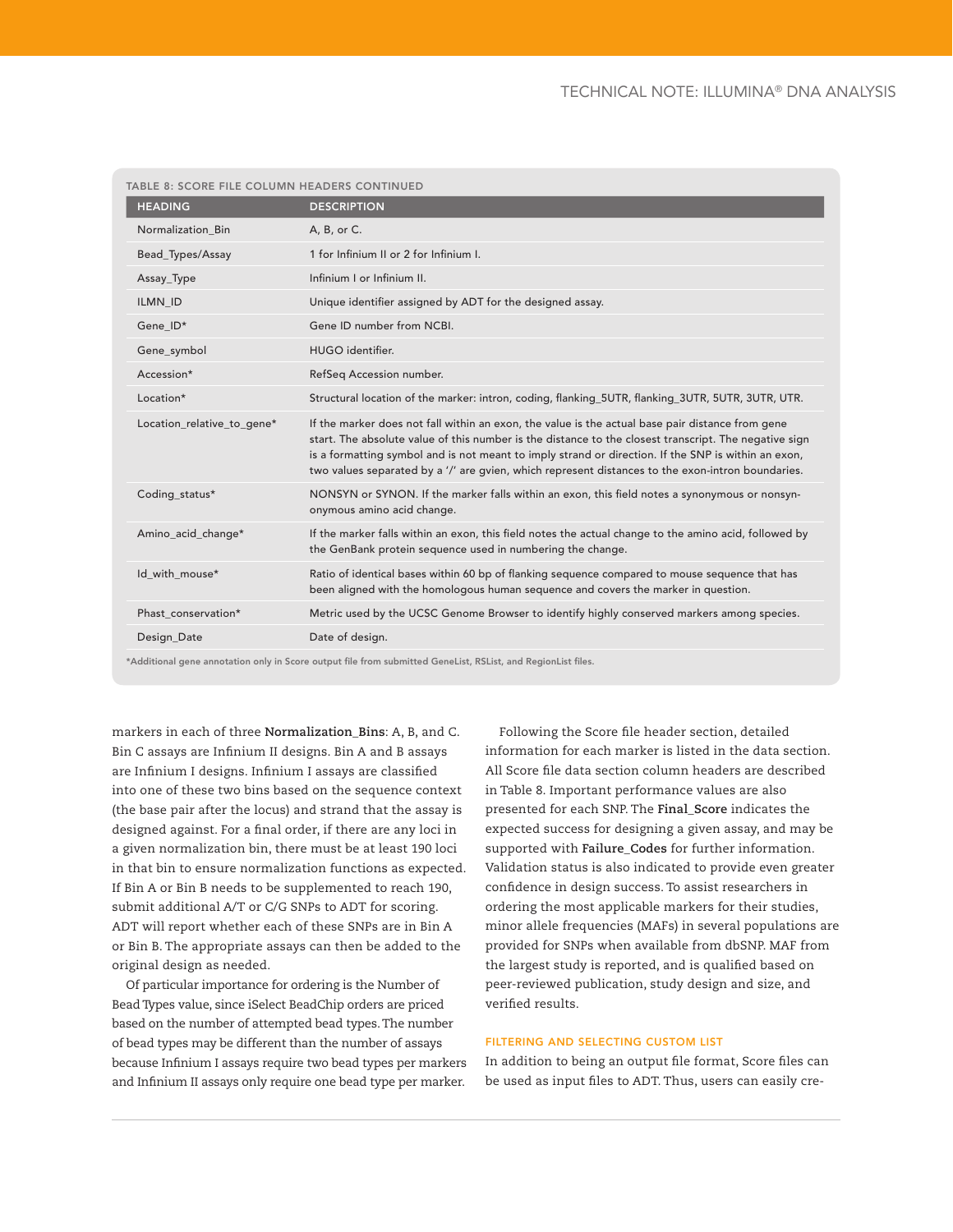TABLE 8: SCORE FILE COLUMN HEADERS CONTINUED

| HEADING | DESCRIPTION |
| --- | --- |
| Normalization_Bin | A, B, or C. |
| Bead_Types/Assay | 1 for Infinium II or 2 for Infinium I. |
| Assay_Type | Infinium I or Infinium II. |
| ILMN_ID | Unique identifier assigned by ADT for the designed assay. |
| Gene_ID* | Gene ID number from NCBI. |
| Gene_symbol | HUGO identifier. |
| Accession* | RefSeq Accession number. |
| Location* | Structural location of the marker: intron, coding, flanking_5UTR, flanking_3UTR, 5UTR, 3UTR, UTR. |
| Location_relative_to_gene* | If the marker does not fall within an exon, the value is the actual base pair distance from gene start. The absolute value of this number is the distance to the closest transcript. The negative sign is a formatting symbol and is not meant to imply strand or direction. If the SNP is within an exon, two values separated by a '/' are gvien, which represent distances to the exon-intron boundaries. |
| Coding_status* | NONSYN or SYNON. If the marker falls within an exon, this field notes a synonymous or nonsynonymous amino acid change. |
| Amino_acid_change* | If the marker falls within an exon, this field notes the actual change to the amino acid, followed by the GenBank protein sequence used in numbering the change. |
| Id_with_mouse* | Ratio of identical bases within 60 bp of flanking sequence compared to mouse sequence that has been aligned with the homologous human sequence and covers the marker in question. |
| Phast_conservation* | Metric used by the UCSC Genome Browser to identify highly conserved markers among species. |
| Design_Date | Date of design. |

*Additional gene annotation only in Score output file from submitted GeneList, RSList, and RegionList files.

markers in each of three **Normalization_Bins**: A, B, and C. Bin C assays are Infinium II designs. Bin A and B assays are Infinium I designs. Infinium I assays are classified into one of these two bins based on the sequence context (the base pair after the locus) and strand that the assay is designed against. For a final order, if there are any loci in a given normalization bin, there must be at least 190 loci in that bin to ensure normalization functions as expected. If Bin A or Bin B needs to be supplemented to reach 190, submit additional A/T or C/G SNPs to ADT for scoring. ADT will report whether each of these SNPs are in Bin A or Bin B. The appropriate assays can then be added to the original design as needed.

Of particular importance for ordering is the Number of Bead Types value, since iSelect BeadChip orders are priced based on the number of attempted bead types. The number of bead types may be different than the number of assays because Infinium I assays require two bead types per markers and Infinium II assays only require one bead type per marker.

Following the Score file header section, detailed information for each marker is listed in the data section. All Score file data section column headers are described in Table 8. Important performance values are also presented for each SNP. The **Final_Score** indicates the expected success for designing a given assay, and may be supported with **Failure_Codes** for further information. Validation status is also indicated to provide even greater confidence in design success. To assist researchers in ordering the most applicable markers for their studies, minor allele frequencies (MAFs) in several populations are provided for SNPs when available from dbSNP. MAF from the largest study is reported, and is qualified based on peer-reviewed publication, study design and size, and verified results.

### FILTERING AND SELECTING CUSTOM LIST

In addition to being an output file format, Score files can be used as input files to ADT. Thus, users can easily cre-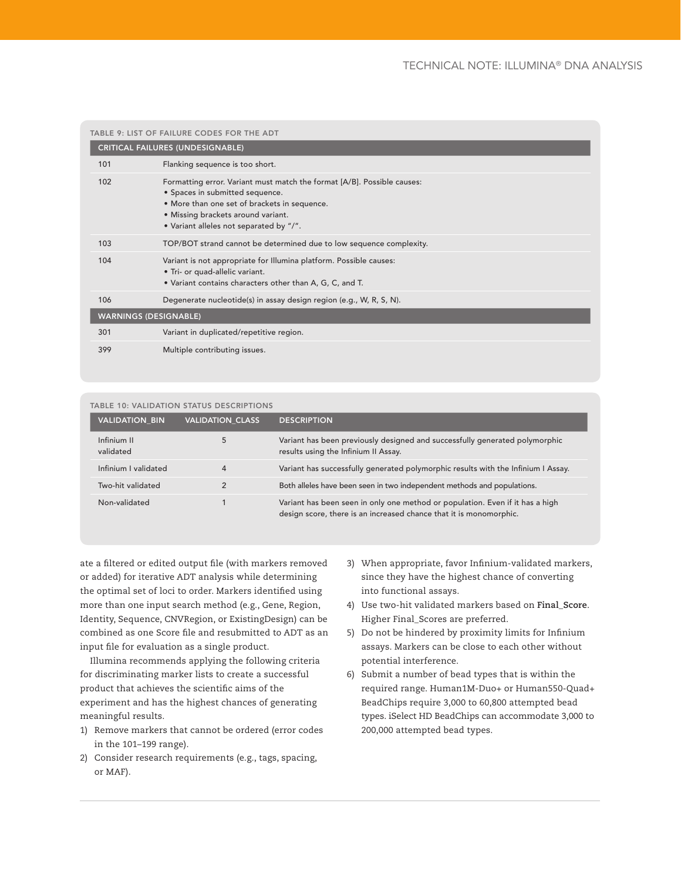TABLE 9: LIST OF FAILURE CODES FOR THE ADT

| CRITICAL FAILURES (UNDESIGNABLE) | |
|---|---|
| 101 | Flanking sequence is too short. |
| 102 | Formatting error. Variant must match the format [A/B]. Possible causes:<br>• Spaces in submitted sequence.<br>• More than one set of brackets in sequence.<br>• Missing brackets around variant.<br>• Variant alleles not separated by "/". |
| 103 | TOP/BOT strand cannot be determined due to low sequence complexity. |
| 104 | Variant is not appropriate for Illumina platform. Possible causes:<br>• Tri- or quad-allelic variant.<br>• Variant contains characters other than A, G, C, and T. |
| 106 | Degenerate nucleotide(s) in assay design region (e.g., W, R, S, N). |
| **WARNINGS (DESIGNABLE)** | |
| 301 | Variant in duplicated/repetitive region. |
| 399 | Multiple contributing issues. |

TABLE 10: VALIDATION STATUS DESCRIPTIONS

| VALIDATION_BIN | VALIDATION_CLASS | DESCRIPTION |
|---|---|---|
| Infinium II validated | 5 | Variant has been previously designed and successfully generated polymorphic results using the Infinium II Assay. |
| Infinium I validated | 4 | Variant has successfully generated polymorphic results with the Infinium I Assay. |
| Two-hit validated | 2 | Both alleles have been seen in two independent methods and populations. |
| Non-validated | 1 | Variant has been seen in only one method or population. Even if it has a high design score, there is an increased chance that it is monomorphic. |

ate a filtered or edited output file (with markers removed or added) for iterative ADT analysis while determining the optimal set of loci to order. Markers identified using more than one input search method (e.g., Gene, Region, Identity, Sequence, CNVRegion, or ExistingDesign) can be combined as one Score file and resubmitted to ADT as an input file for evaluation as a single product.

Illumina recommends applying the following criteria for discriminating marker lists to create a successful product that achieves the scientific aims of the experiment and has the highest chances of generating meaningful results.

1) Remove markers that cannot be ordered (error codes in the 101–199 range).
2) Consider research requirements (e.g., tags, spacing, or MAF).
3) When appropriate, favor Infinium-validated markers, since they have the highest chance of converting into functional assays.
4) Use two-hit validated markers based on **Final_Score**. Higher Final_Scores are preferred.
5) Do not be hindered by proximity limits for Infinium assays. Markers can be close to each other without potential interference.
6) Submit a number of bead types that is within the required range. Human1M-Duo+ or Human550-Quad+ BeadChips require 3,000 to 60,800 attempted bead types. iSelect HD BeadChips can accommodate 3,000 to 200,000 attempted bead types.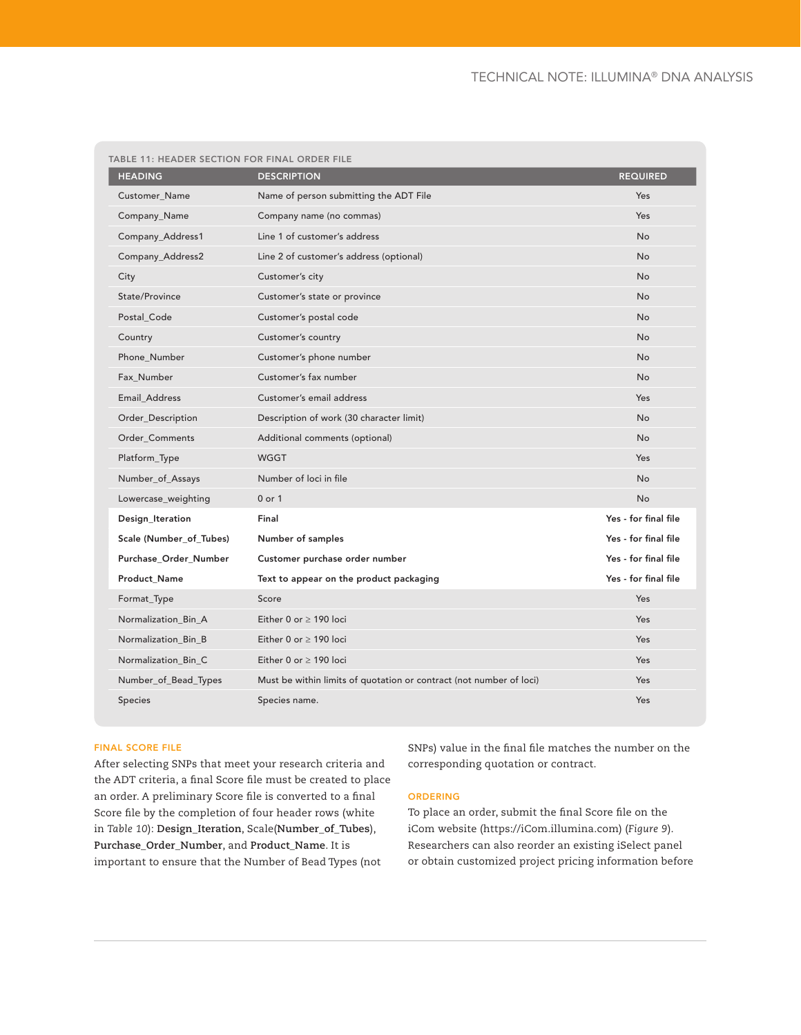TABLE 11: HEADER SECTION FOR FINAL ORDER FILE

| HEADING | DESCRIPTION | REQUIRED |
|---|---|---|
| Customer_Name | Name of person submitting the ADT File | Yes |
| Company_Name | Company name (no commas) | Yes |
| Company_Address1 | Line 1 of customer's address | No |
| Company_Address2 | Line 2 of customer's address (optional) | No |
| City | Customer's city | No |
| State/Province | Customer's state or province | No |
| Postal_Code | Customer's postal code | No |
| Country | Customer's country | No |
| Phone_Number | Customer's phone number | No |
| Fax_Number | Customer's fax number | No |
| Email_Address | Customer's email address | Yes |
| Order_Description | Description of work (30 character limit) | No |
| Order_Comments | Additional comments (optional) | No |
| Platform_Type | WGGT | Yes |
| Number_of_Assays | Number of loci in file | No |
| Lowercase_weighting | 0 or 1 | No |
| **Design_Iteration** | **Final** | **Yes - for final file** |
| **Scale (Number_of_Tubes)** | **Number of samples** | **Yes - for final file** |
| **Purchase_Order_Number** | **Customer purchase order number** | **Yes - for final file** |
| **Product_Name** | **Text to appear on the product packaging** | **Yes - for final file** |
| Format_Type | Score | Yes |
| Normalization_Bin_A | Either 0 or ≥ 190 loci | Yes |
| Normalization_Bin_B | Either 0 or ≥ 190 loci | Yes |
| Normalization_Bin_C | Either 0 or ≥ 190 loci | Yes |
| Number_of_Bead_Types | Must be within limits of quotation or contract (not number of loci) | Yes |
| Species | Species name. | Yes |

## FINAL SCORE FILE

After selecting SNPs that meet your research criteria and the ADT criteria, a final Score file must be created to place an order. A preliminary Score file is converted to a final Score file by the completion of four header rows (white in *Table 10*): **Design_Iteration**, Scale(**Number_of_Tubes**), **Purchase_Order_Number**, and **Product_Name**. It is important to ensure that the Number of Bead Types (not SNPs) value in the final file matches the number on the corresponding quotation or contract.

## ORDERING

To place an order, submit the final Score file on the iCom website (https://iCom.illumina.com) (*Figure 9*). Researchers can also reorder an existing iSelect panel or obtain customized project pricing information before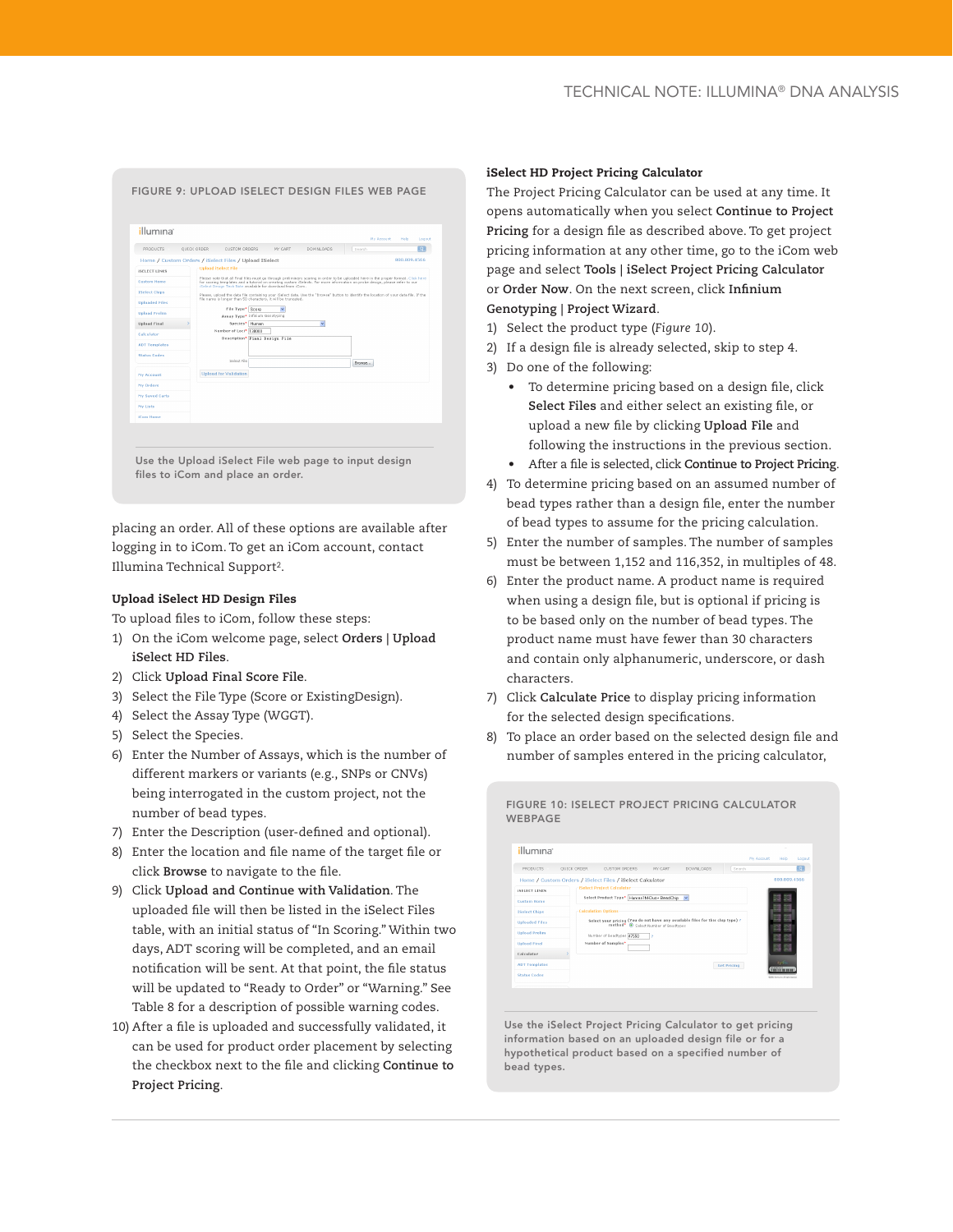FIGURE 9: UPLOAD ISELECT DESIGN FILES WEB PAGE

Use the Upload iSelect File web page to input design files to iCom and place an order.

placing an order. All of these options are available after logging in to iCom. To get an iCom account, contact Illumina Technical Support[2].

### Upload iSelect HD Design Files

To upload files to iCom, follow these steps:

1) On the iCom welcome page, select **Orders | Upload iSelect HD Files**.
2) Click **Upload Final Score File**.
3) Select the File Type (Score or ExistingDesign).
4) Select the Assay Type (WGGT).
5) Select the Species.
6) Enter the Number of Assays, which is the number of different markers or variants (e.g., SNPs or CNVs) being interrogated in the custom project, not the number of bead types.
7) Enter the Description (user-defined and optional).
8) Enter the location and file name of the target file or click **Browse** to navigate to the file.
9) Click **Upload and Continue with Validation**. The uploaded file will then be listed in the iSelect Files table, with an initial status of "In Scoring." Within two days, ADT scoring will be completed, and an email notification will be sent. At that point, the file status will be updated to "Ready to Order" or "Warning." See Table 8 for a description of possible warning codes.
10) After a file is uploaded and successfully validated, it can be used for product order placement by selecting the checkbox next to the file and clicking **Continue to Project Pricing**.

### iSelect HD Project Pricing Calculator

The Project Pricing Calculator can be used at any time. It opens automatically when you select **Continue to Project Pricing** for a design file as described above. To get project pricing information at any other time, go to the iCom web page and select **Tools | iSelect Project Pricing Calculator** or **Order Now**. On the next screen, click **Infinium Genotyping | Project Wizard**.

1) Select the product type (*Figure 10*).
2) If a design file is already selected, skip to step 4.
3) Do one of the following:
   - To determine pricing based on a design file, click **Select Files** and either select an existing file, or upload a new file by clicking **Upload File** and following the instructions in the previous section.
   - After a file is selected, click **Continue to Project Pricing**.
4) To determine pricing based on an assumed number of bead types rather than a design file, enter the number of bead types to assume for the pricing calculation.
5) Enter the number of samples. The number of samples must be between 1,152 and 116,352, in multiples of 48.
6) Enter the product name. A product name is required when using a design file, but is optional if pricing is to be based only on the number of bead types. The product name must have fewer than 30 characters and contain only alphanumeric, underscore, or dash characters.
7) Click **Calculate Price** to display pricing information for the selected design specifications.
8) To place an order based on the selected design file and number of samples entered in the pricing calculator,

FIGURE 10: ISELECT PROJECT PRICING CALCULATOR WEBPAGE

Use the iSelect Project Pricing Calculator to get pricing information based on an uploaded design file or for a hypothetical product based on a specified number of bead types.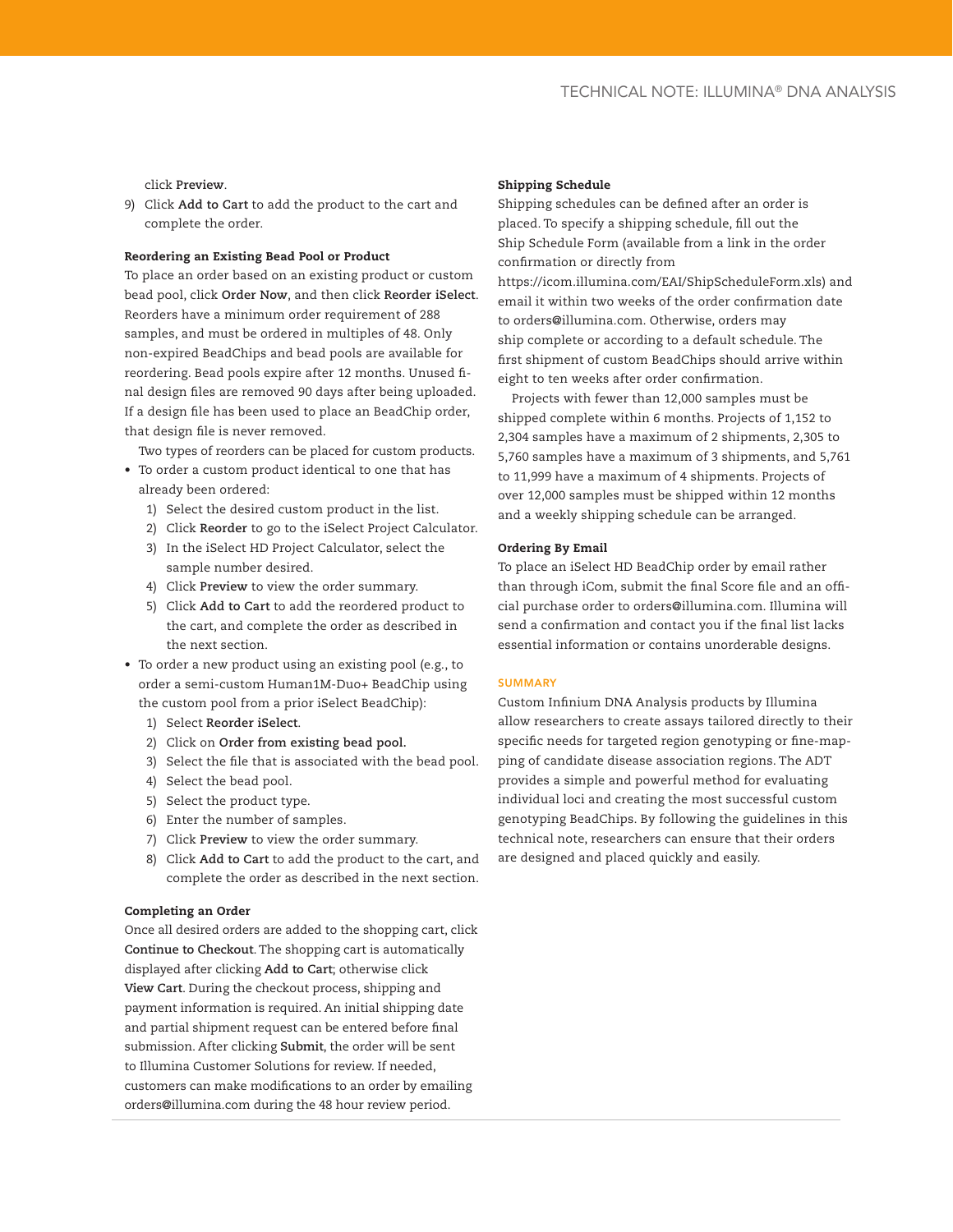click **Preview**.

9) Click **Add to Cart** to add the product to the cart and complete the order.

#### Reordering an Existing Bead Pool or Product

To place an order based on an existing product or custom bead pool, click **Order Now**, and then click **Reorder iSelect**. Reorders have a minimum order requirement of 288 samples, and must be ordered in multiples of 48. Only non-expired BeadChips and bead pools are available for reordering. Bead pools expire after 12 months. Unused final design files are removed 90 days after being uploaded. If a design file has been used to place an BeadChip order, that design file is never removed.

Two types of reorders can be placed for custom products.

- To order a custom product identical to one that has already been ordered:
  1) Select the desired custom product in the list.
  2) Click **Reorder** to go to the iSelect Project Calculator.
  3) In the iSelect HD Project Calculator, select the sample number desired.
  4) Click **Preview** to view the order summary.
  5) Click **Add to Cart** to add the reordered product to the cart, and complete the order as described in the next section.
- To order a new product using an existing pool (e.g., to order a semi-custom Human1M-Duo+ BeadChip using the custom pool from a prior iSelect BeadChip):
  1) Select **Reorder iSelect**.
  2) Click on **Order from existing bead pool.**
  3) Select the file that is associated with the bead pool.
  4) Select the bead pool.
  5) Select the product type.
  6) Enter the number of samples.
  7) Click **Preview** to view the order summary.
  8) Click **Add to Cart** to add the product to the cart, and complete the order as described in the next section.

#### Completing an Order

Once all desired orders are added to the shopping cart, click **Continue to Checkout**. The shopping cart is automatically displayed after clicking **Add to Cart**; otherwise click **View Cart**. During the checkout process, shipping and payment information is required. An initial shipping date and partial shipment request can be entered before final submission. After clicking **Submit**, the order will be sent to Illumina Customer Solutions for review. If needed, customers can make modifications to an order by emailing orders@illumina.com during the 48 hour review period.

#### Shipping Schedule

Shipping schedules can be defined after an order is placed. To specify a shipping schedule, fill out the Ship Schedule Form (available from a link in the order confirmation or directly from https://icom.illumina.com/EAI/ShipScheduleForm.xls) and email it within two weeks of the order confirmation date to orders@illumina.com. Otherwise, orders may ship complete or according to a default schedule. The first shipment of custom BeadChips should arrive within eight to ten weeks after order confirmation.

Projects with fewer than 12,000 samples must be shipped complete within 6 months. Projects of 1,152 to 2,304 samples have a maximum of 2 shipments, 2,305 to 5,760 samples have a maximum of 3 shipments, and 5,761 to 11,999 have a maximum of 4 shipments. Projects of over 12,000 samples must be shipped within 12 months and a weekly shipping schedule can be arranged.

#### Ordering By Email

To place an iSelect HD BeadChip order by email rather than through iCom, submit the final Score file and an official purchase order to orders@illumina.com. Illumina will send a confirmation and contact you if the final list lacks essential information or contains unorderable designs.

## SUMMARY

Custom Infinium DNA Analysis products by Illumina allow researchers to create assays tailored directly to their specific needs for targeted region genotyping or fine-mapping of candidate disease association regions. The ADT provides a simple and powerful method for evaluating individual loci and creating the most successful custom genotyping BeadChips. By following the guidelines in this technical note, researchers can ensure that their orders are designed and placed quickly and easily.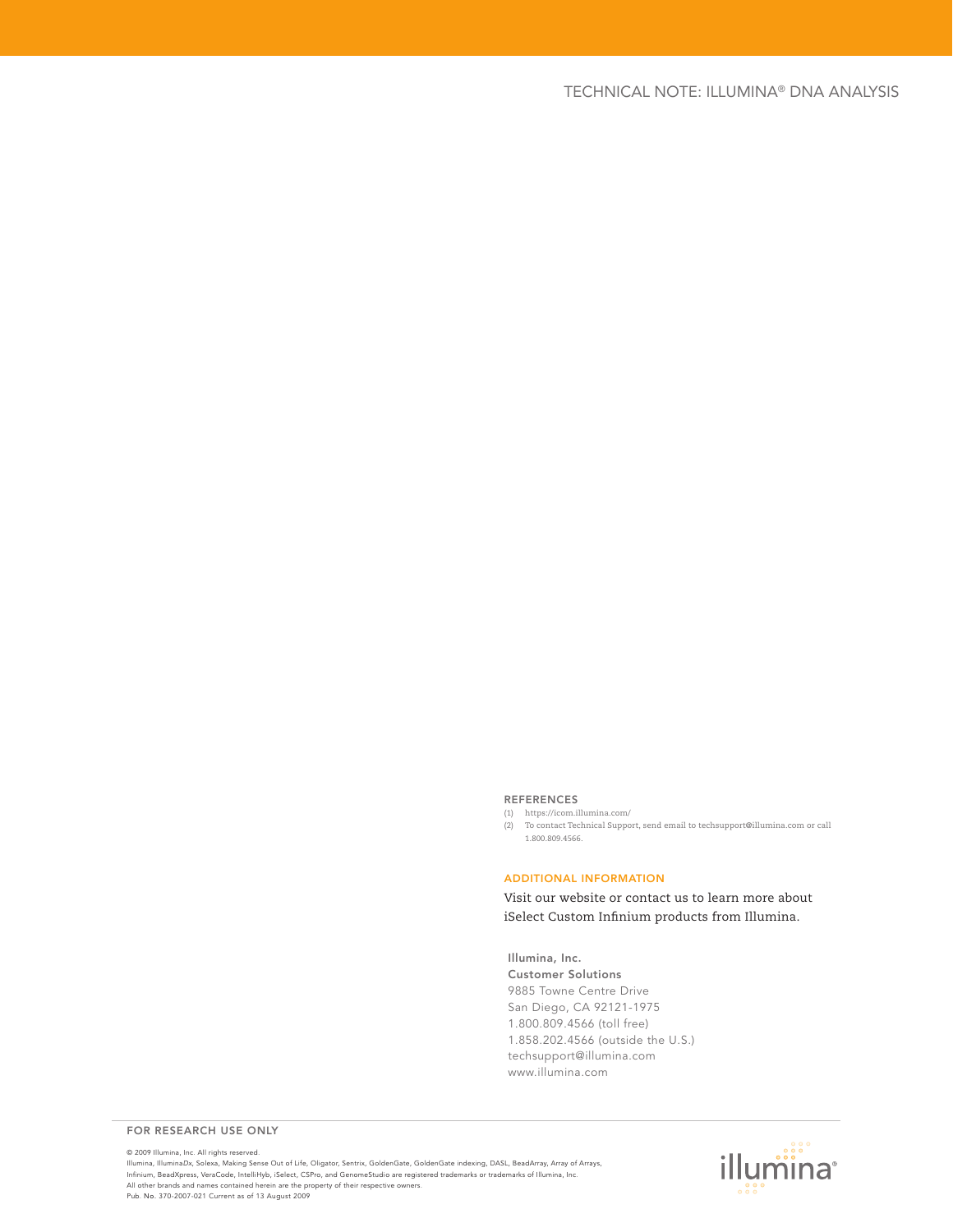## REFERENCES

(1) https://icom.illumina.com/
(2) To contact Technical Support, send email to techsupport@illumina.com or call 1.800.809.4566.

## ADDITIONAL INFORMATION

Visit our website or contact us to learn more about iSelect Custom Infinium products from Illumina.

**Illumina, Inc.**
**Customer Solutions**
9885 Towne Centre Drive
San Diego, CA 92121-1975
1.800.809.4566 (toll free)
1.858.202.4566 (outside the U.S.)
techsupport@illumina.com
www.illumina.com

FOR RESEARCH USE ONLY

© 2009 Illumina, Inc. All rights reserved.
Illumina, illumina*Dx*, Solexa, Making Sense Out of Life, Oligator, Sentrix, GoldenGate, GoldenGate indexing, DASL, BeadArray, Array of Arrays, Infinium, BeadXpress, VeraCode, IntelliHyb, iSelect, CSPro, and GenomeStudio are registered trademarks or trademarks of Illumina, Inc.
All other brands and names contained herein are the property of their respective owners.
Pub. No. 370-2007-021 Current as of 13 August 2009